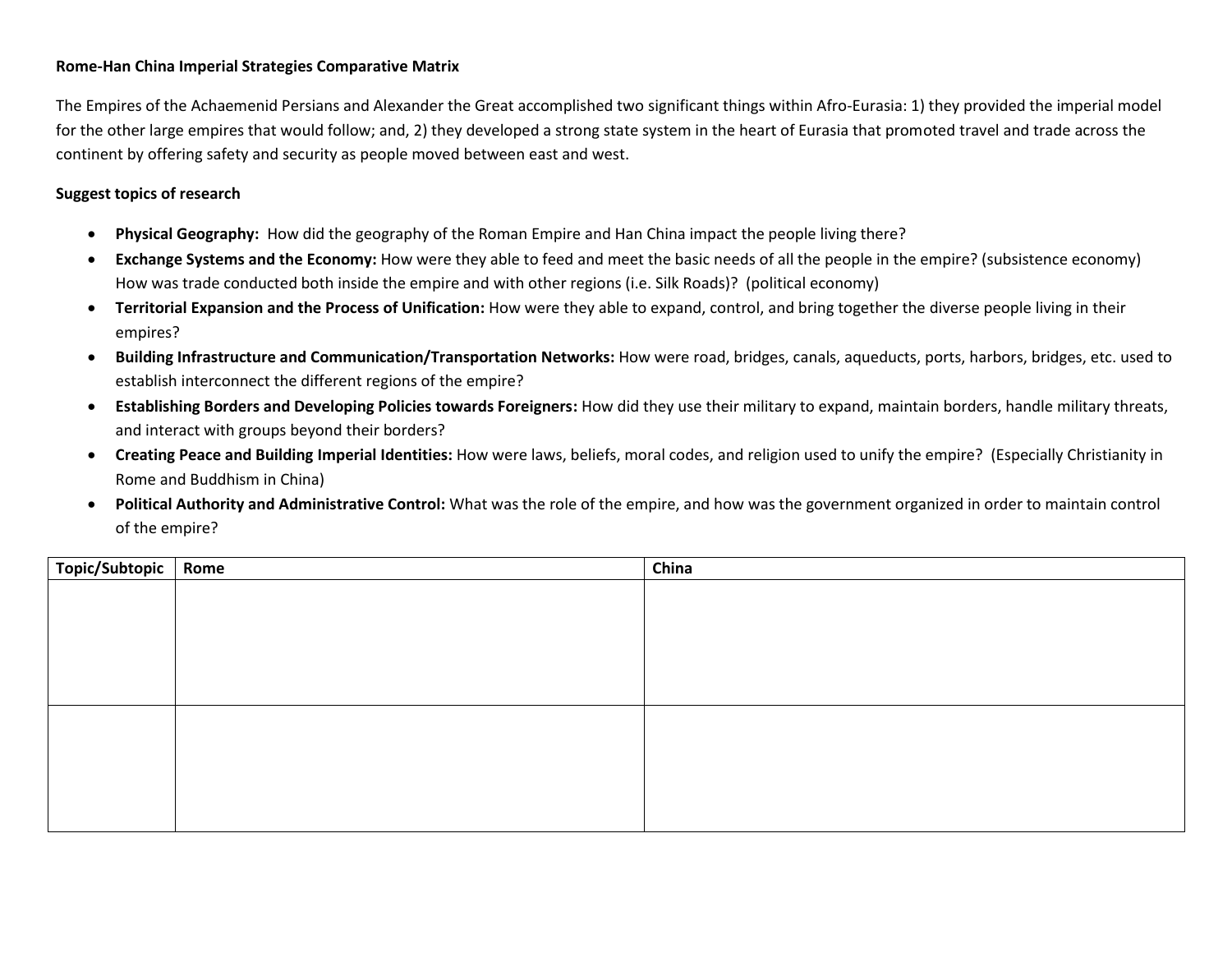**Rome-Han China Imperial Strategies Comparative Matrix**

The Empires of the Achaemenid Persians and Alexander the Great accomplished two significant things within Afro-Eurasia: 1) they provided the imperial model for the other large empires that would follow; and, 2) they developed a strong state system in the heart of Eurasia that promoted travel and trade across the continent by offering safety and security as people moved between east and west.

**Suggest topics of research**

- **Physical Geography:** How did the geography of the Roman Empire and Han China impact the people living there?
- **Exchange Systems and the Economy:** How were they able to feed and meet the basic needs of all the people in the empire? (subsistence economy) How was trade conducted both inside the empire and with other regions (i.e. Silk Roads)? (political economy)
- **Territorial Expansion and the Process of Unification:** How were they able to expand, control, and bring together the diverse people living in their empires?
- **Building Infrastructure and Communication/Transportation Networks:** How were road, bridges, canals, aqueducts, ports, harbors, bridges, etc. used to establish interconnect the different regions of the empire?
- **Establishing Borders and Developing Policies towards Foreigners:** How did they use their military to expand, maintain borders, handle military threats, and interact with groups beyond their borders?
- **Creating Peace and Building Imperial Identities:** How were laws, beliefs, moral codes, and religion used to unify the empire? (Especially Christianity in Rome and Buddhism in China)
- **Political Authority and Administrative Control:** What was the role of the empire, and how was the government organized in order to maintain control of the empire?

| Topic/Subtopic | Rome | China |
| --- | --- | --- |
| | | |
| | | |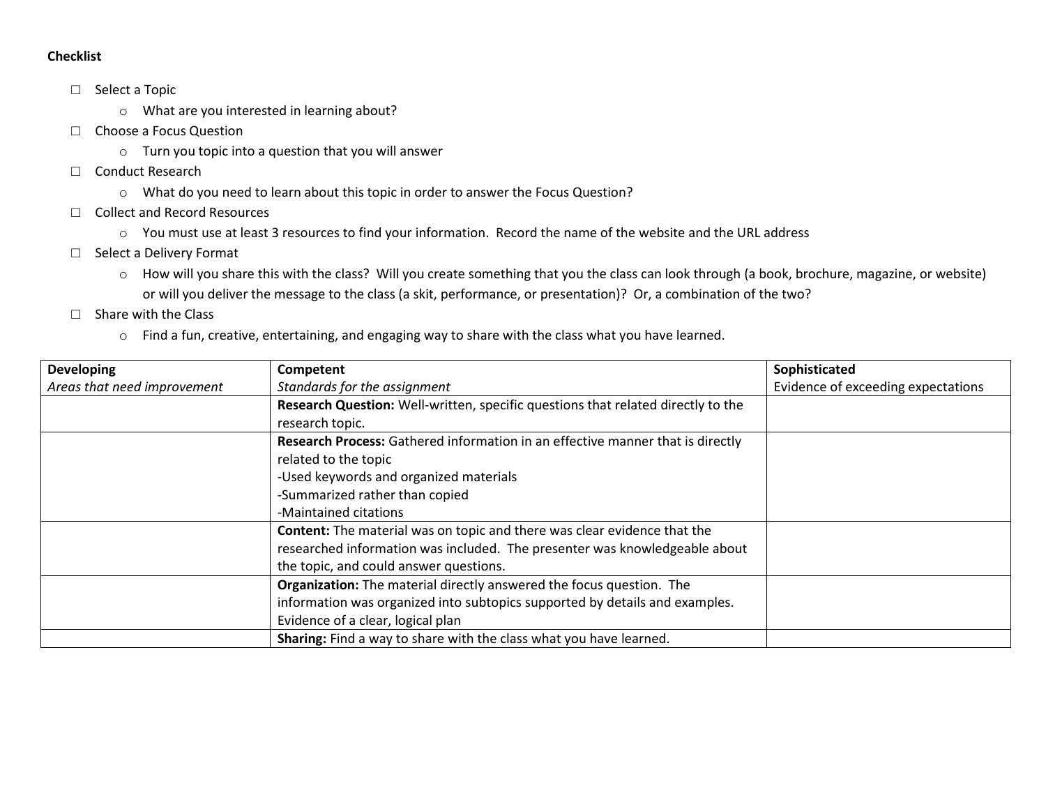**Checklist**

- ☐ Select a Topic
  - What are you interested in learning about?
- ☐ Choose a Focus Question
  - Turn you topic into a question that you will answer
- ☐ Conduct Research
  - What do you need to learn about this topic in order to answer the Focus Question?
- ☐ Collect and Record Resources
  - You must use at least 3 resources to find your information. Record the name of the website and the URL address
- ☐ Select a Delivery Format
  - How will you share this with the class? Will you create something that you the class can look through (a book, brochure, magazine, or website) or will you deliver the message to the class (a skit, performance, or presentation)? Or, a combination of the two?
- ☐ Share with the Class
  - Find a fun, creative, entertaining, and engaging way to share with the class what you have learned.

| **Developing**<br>*Areas that need improvement* | **Competent**<br>*Standards for the assignment* | **Sophisticated**<br>Evidence of exceeding expectations |
|---|---|---|
| | **Research Question:** Well-written, specific questions that related directly to the research topic. | |
| | **Research Process:** Gathered information in an effective manner that is directly related to the topic<br>-Used keywords and organized materials<br>-Summarized rather than copied<br>-Maintained citations | |
| | **Content:** The material was on topic and there was clear evidence that the researched information was included. The presenter was knowledgeable about the topic, and could answer questions. | |
| | **Organization:** The material directly answered the focus question. The information was organized into subtopics supported by details and examples. Evidence of a clear, logical plan | |
| | **Sharing:** Find a way to share with the class what you have learned. | |